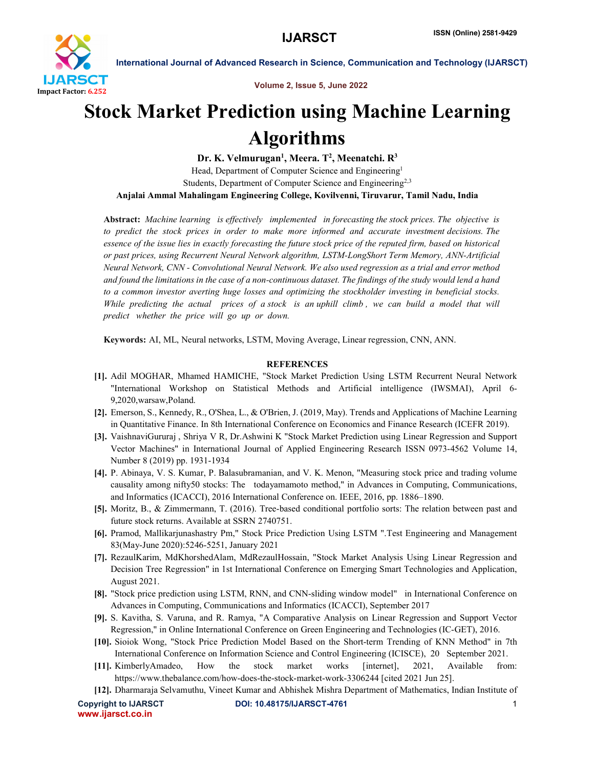# Stock Market Prediction using Machine Learning Algorithms

**Dr. K. Velmurugan[1], Meera. T[2], Meenatchi. R[3]**

Head, Department of Computer Science and Engineering[1]

Students, Department of Computer Science and Engineering[2,3]

**Anjalai Ammal Mahalingam Engineering College, Kovilvenni, Tiruvarur, Tamil Nadu, India**

**Abstract:** *Machine learning is effectively implemented in forecasting the stock prices. The objective is to predict the stock prices in order to make more informed and accurate investment decisions. The essence of the issue lies in exactly forecasting the future stock price of the reputed firm, based on historical or past prices, using Recurrent Neural Network algorithm, LSTM-LongShort Term Memory, ANN-Artificial Neural Network, CNN - Convolutional Neural Network. We also used regression as a trial and error method and found the limitations in the case of a non-continuous dataset. The findings of the study would lend a hand to a common investor averting huge losses and optimizing the stockholder investing in beneficial stocks. While predicting the actual prices of a stock is an uphill climb , we can build a model that will predict whether the price will go up or down.*

**Keywords:** AI, ML, Neural networks, LSTM, Moving Average, Linear regression, CNN, ANN.

## REFERENCES

**[1].** Adil MOGHAR, Mhamed HAMICHE, "Stock Market Prediction Using LSTM Recurrent Neural Network "International Workshop on Statistical Methods and Artificial intelligence (IWSMAI), April 6-9,2020,warsaw,Poland.

**[2].** Emerson, S., Kennedy, R., O'Shea, L., & O'Brien, J. (2019, May). Trends and Applications of Machine Learning in Quantitative Finance. In 8th International Conference on Economics and Finance Research (ICEFR 2019).

**[3].** VaishnaviGururaj , Shriya V R, Dr.Ashwini K "Stock Market Prediction using Linear Regression and Support Vector Machines" in International Journal of Applied Engineering Research ISSN 0973-4562 Volume 14, Number 8 (2019) pp. 1931-1934

**[4].** P. Abinaya, V. S. Kumar, P. Balasubramanian, and V. K. Menon, "Measuring stock price and trading volume causality among nifty50 stocks: The todayamamoto method," in Advances in Computing, Communications, and Informatics (ICACCI), 2016 International Conference on. IEEE, 2016, pp. 1886–1890.

**[5].** Moritz, B., & Zimmermann, T. (2016). Tree-based conditional portfolio sorts: The relation between past and future stock returns. Available at SSRN 2740751.

**[6].** Pramod, Mallikarjunashastry Pm," Stock Price Prediction Using LSTM ".Test Engineering and Management 83(May-June 2020):5246-5251, January 2021

**[7].** RezaulKarim, MdKhorshedAlam, MdRezaulHossain, "Stock Market Analysis Using Linear Regression and Decision Tree Regression" in 1st International Conference on Emerging Smart Technologies and Application, August 2021.

**[8].** "Stock price prediction using LSTM, RNN, and CNN-sliding window model" in International Conference on Advances in Computing, Communications and Informatics (ICACCI), September 2017

**[9].** S. Kavitha, S. Varuna, and R. Ramya, "A Comparative Analysis on Linear Regression and Support Vector Regression," in Online International Conference on Green Engineering and Technologies (IC-GET), 2016.

**[10].** Sioiok Wong, "Stock Price Prediction Model Based on the Short-term Trending of KNN Method" in 7th International Conference on Information Science and Control Engineering (ICISCE), 20 September 2021.

**[11].** KimberlyAmadeo, How the stock market works [internet], 2021, Available from: https://www.thebalance.com/how-does-the-stock-market-work-3306244 [cited 2021 Jun 25].

**[12].** Dharmaraja Selvamuthu, Vineet Kumar and Abhishek Mishra Department of Mathematics, Indian Institute of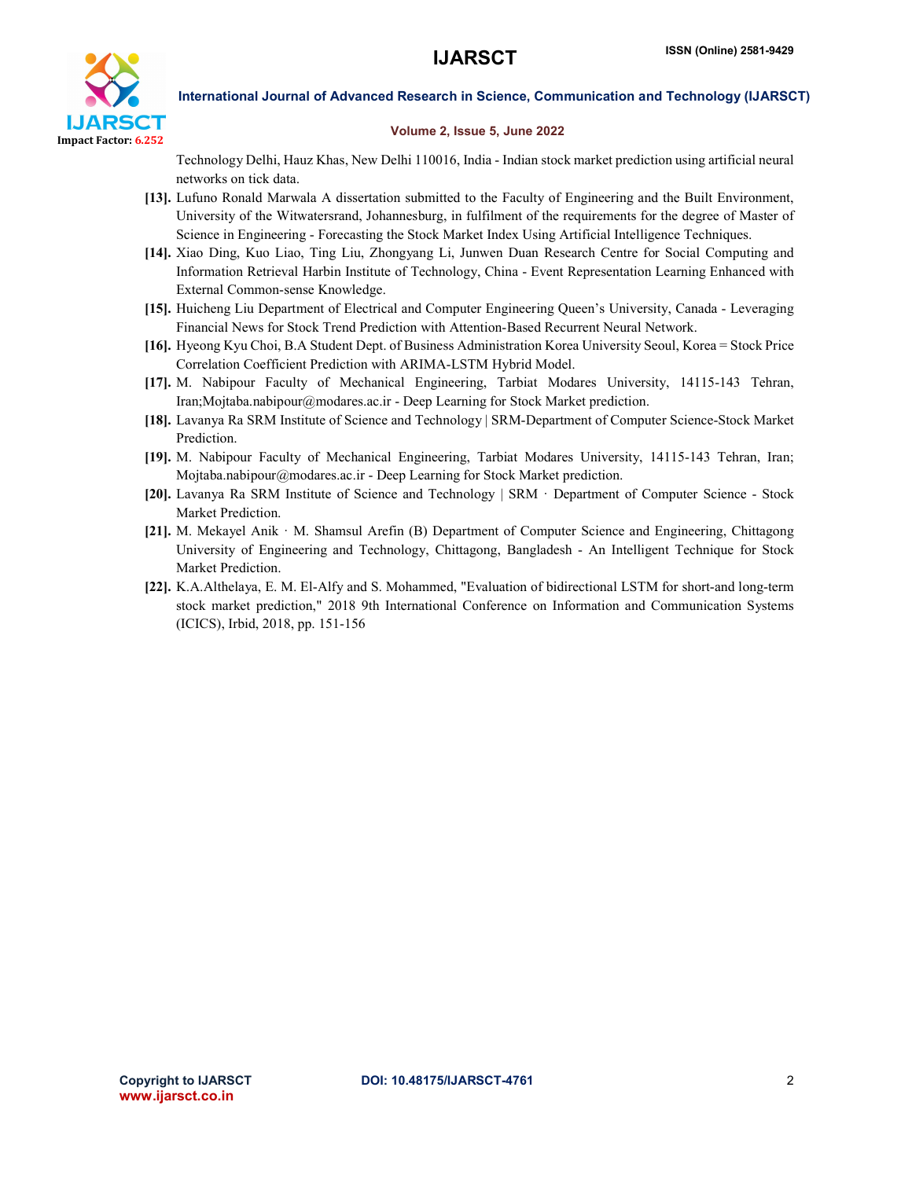Technology Delhi, Hauz Khas, New Delhi 110016, India - Indian stock market prediction using artificial neural networks on tick data.

**[13].** Lufuno Ronald Marwala A dissertation submitted to the Faculty of Engineering and the Built Environment, University of the Witwatersrand, Johannesburg, in fulfilment of the requirements for the degree of Master of Science in Engineering - Forecasting the Stock Market Index Using Artificial Intelligence Techniques.

**[14].** Xiao Ding, Kuo Liao, Ting Liu, Zhongyang Li, Junwen Duan Research Centre for Social Computing and Information Retrieval Harbin Institute of Technology, China - Event Representation Learning Enhanced with External Common-sense Knowledge.

**[15].** Huicheng Liu Department of Electrical and Computer Engineering Queen's University, Canada - Leveraging Financial News for Stock Trend Prediction with Attention-Based Recurrent Neural Network.

**[16].** Hyeong Kyu Choi, B.A Student Dept. of Business Administration Korea University Seoul, Korea = Stock Price Correlation Coefficient Prediction with ARIMA-LSTM Hybrid Model.

**[17].** M. Nabipour Faculty of Mechanical Engineering, Tarbiat Modares University, 14115-143 Tehran, Iran;Mojtaba.nabipour@modares.ac.ir - Deep Learning for Stock Market prediction.

**[18].** Lavanya Ra SRM Institute of Science and Technology | SRM-Department of Computer Science-Stock Market Prediction.

**[19].** M. Nabipour Faculty of Mechanical Engineering, Tarbiat Modares University, 14115-143 Tehran, Iran; Mojtaba.nabipour@modares.ac.ir - Deep Learning for Stock Market prediction.

**[20].** Lavanya Ra SRM Institute of Science and Technology | SRM · Department of Computer Science - Stock Market Prediction.

**[21].** M. Mekayel Anik · M. Shamsul Arefin (B) Department of Computer Science and Engineering, Chittagong University of Engineering and Technology, Chittagong, Bangladesh - An Intelligent Technique for Stock Market Prediction.

**[22].** K.A.Althelaya, E. M. El-Alfy and S. Mohammed, "Evaluation of bidirectional LSTM for short-and long-term stock market prediction," 2018 9th International Conference on Information and Communication Systems (ICICS), Irbid, 2018, pp. 151-156